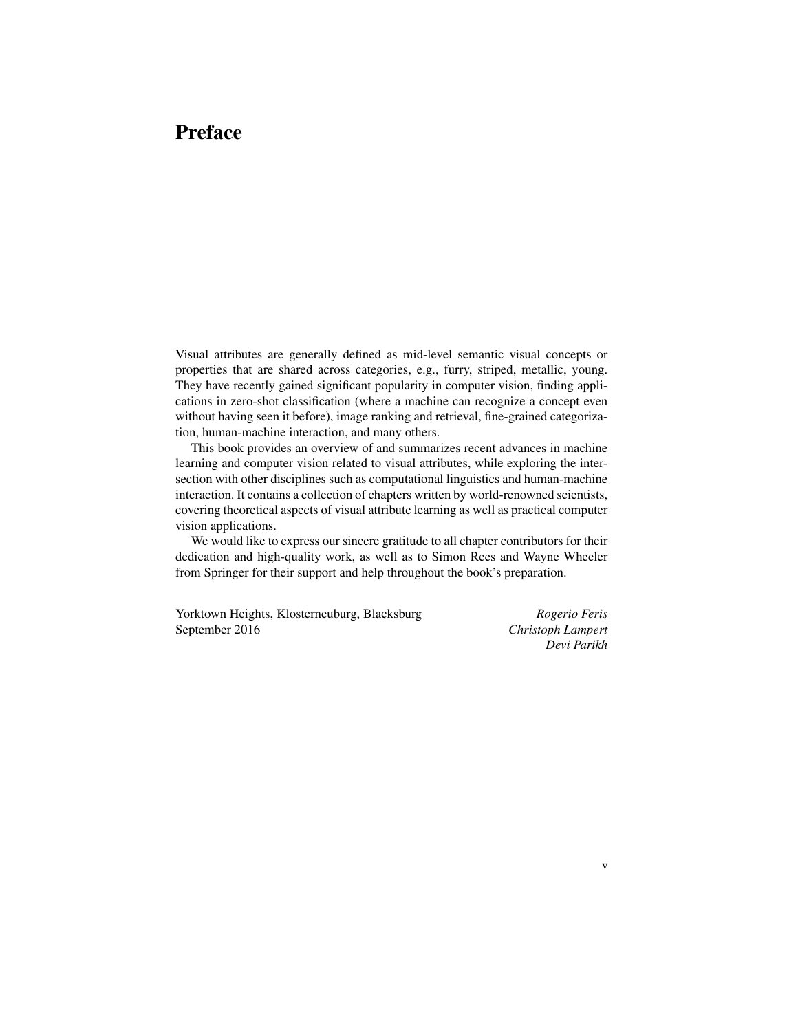# Preface

Visual attributes are generally defined as mid-level semantic visual concepts or properties that are shared across categories, e.g., furry, striped, metallic, young. They have recently gained significant popularity in computer vision, finding applications in zero-shot classification (where a machine can recognize a concept even without having seen it before), image ranking and retrieval, fine-grained categorization, human-machine interaction, and many others.

This book provides an overview of and summarizes recent advances in machine learning and computer vision related to visual attributes, while exploring the intersection with other disciplines such as computational linguistics and human-machine interaction. It contains a collection of chapters written by world-renowned scientists, covering theoretical aspects of visual attribute learning as well as practical computer vision applications.

We would like to express our sincere gratitude to all chapter contributors for their dedication and high-quality work, as well as to Simon Rees and Wayne Wheeler from Springer for their support and help throughout the book's preparation.

Yorktown Heights, Klosterneuburg, Blacksburg
September 2016

*Rogerio Feris*
*Christoph Lampert*
*Devi Parikh*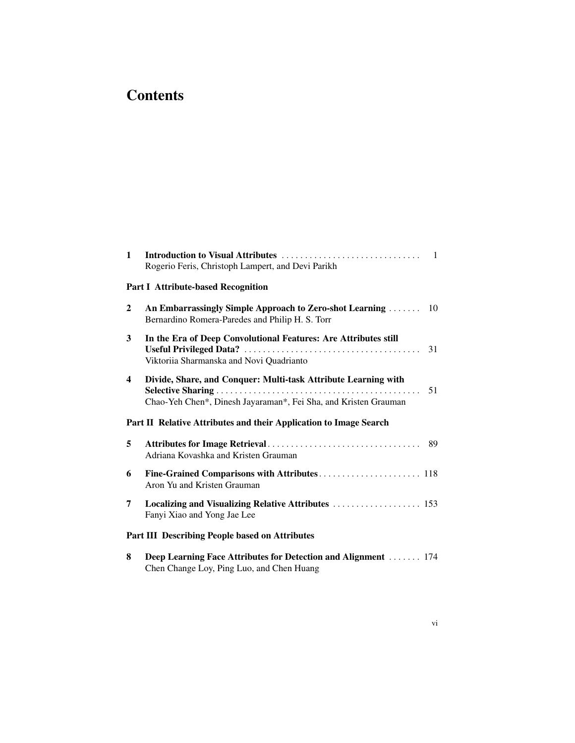# Contents

1 **Introduction to Visual Attributes** .............................. 1
Rogerio Feris, Christoph Lampert, and Devi Parikh

**Part I Attribute-based Recognition**

2 **An Embarrassingly Simple Approach to Zero-shot Learning** ....... 10
Bernardino Romera-Paredes and Philip H. S. Torr

3 **In the Era of Deep Convolutional Features: Are Attributes still Useful Privileged Data?** ...................................... 31
Viktoriia Sharmanska and Novi Quadrianto

4 **Divide, Share, and Conquer: Multi-task Attribute Learning with Selective Sharing** ............................................. 51
Chao-Yeh Chen*, Dinesh Jayaraman*, Fei Sha, and Kristen Grauman

**Part II Relative Attributes and their Application to Image Search**

5 **Attributes for Image Retrieval** ................................. 89
Adriana Kovashka and Kristen Grauman

6 **Fine-Grained Comparisons with Attributes** ...................... 118
Aron Yu and Kristen Grauman

7 **Localizing and Visualizing Relative Attributes** ................... 153
Fanyi Xiao and Yong Jae Lee

**Part III Describing People based on Attributes**

8 **Deep Learning Face Attributes for Detection and Alignment** ....... 174
Chen Change Loy, Ping Luo, and Chen Huang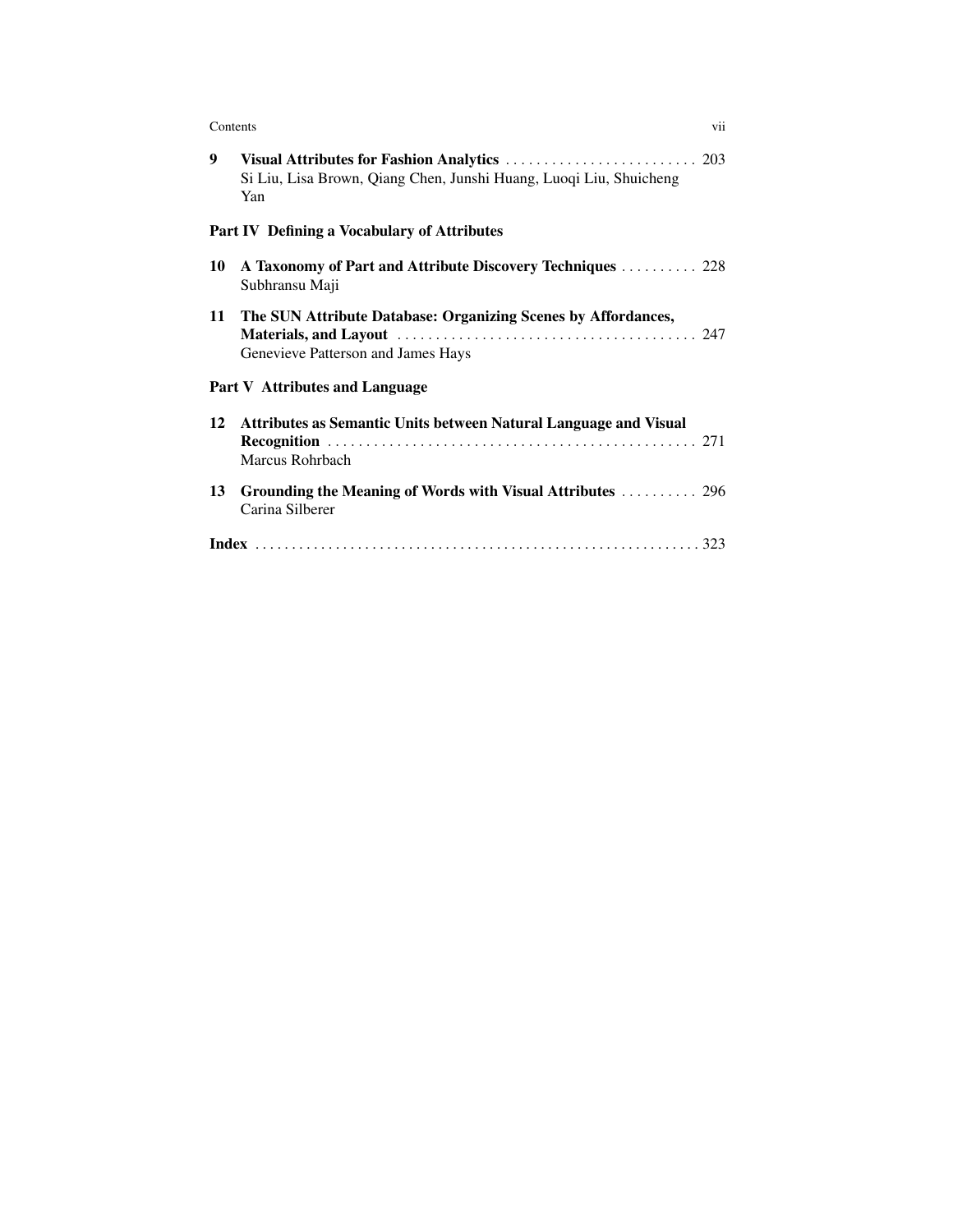**9 Visual Attributes for Fashion Analytics** . . . . . . . . . . . . . . . . . . . . . . . . . 203
Si Liu, Lisa Brown, Qiang Chen, Junshi Huang, Luoqi Liu, Shuicheng Yan

## Part IV Defining a Vocabulary of Attributes

**10 A Taxonomy of Part and Attribute Discovery Techniques** . . . . . . . . . . 228
Subhransu Maji

**11 The SUN Attribute Database: Organizing Scenes by Affordances, Materials, and Layout** . . . . . . . . . . . . . . . . . . . . . . . . . . . . . . . . . . . . . . . 247
Genevieve Patterson and James Hays

## Part V Attributes and Language

**12 Attributes as Semantic Units between Natural Language and Visual Recognition** . . . . . . . . . . . . . . . . . . . . . . . . . . . . . . . . . . . . . . . . . . . . . . . . 271
Marcus Rohrbach

**13 Grounding the Meaning of Words with Visual Attributes** . . . . . . . . . . 296
Carina Silberer

**Index** . . . . . . . . . . . . . . . . . . . . . . . . . . . . . . . . . . . . . . . . . . . . . . . . . . . . . . . . . . . . 323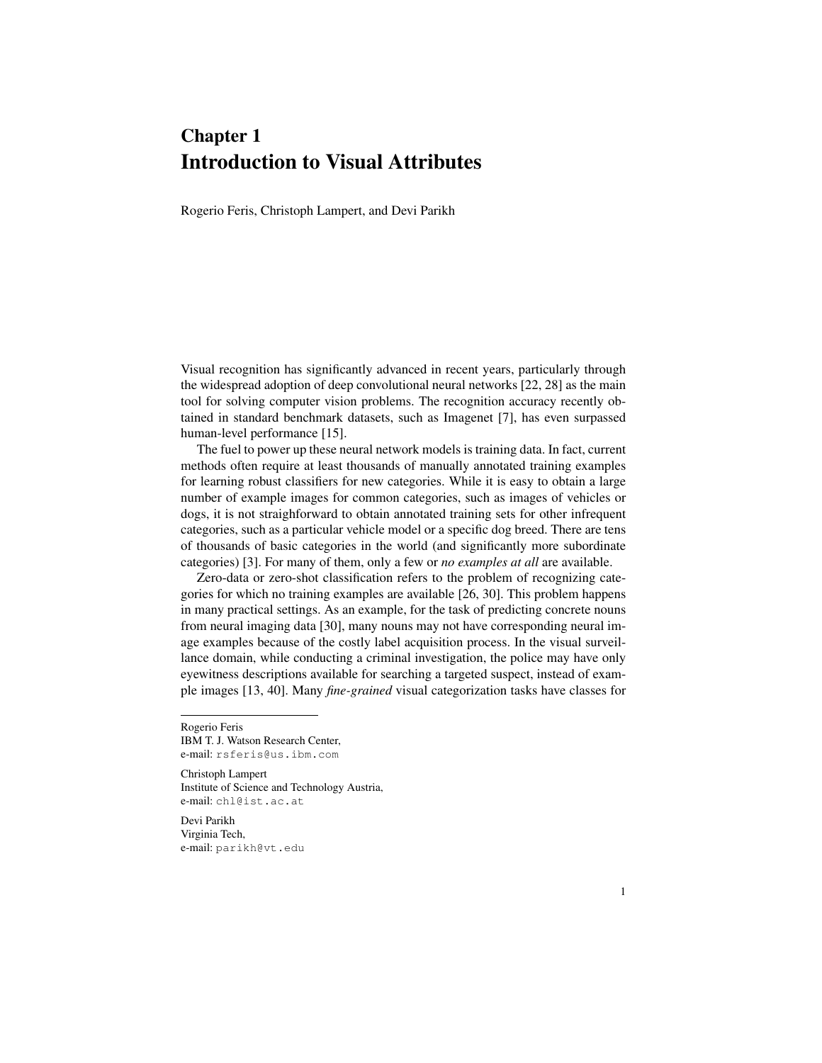# Chapter 1
# Introduction to Visual Attributes

Rogerio Feris, Christoph Lampert, and Devi Parikh

Visual recognition has significantly advanced in recent years, particularly through the widespread adoption of deep convolutional neural networks [22, 28] as the main tool for solving computer vision problems. The recognition accuracy recently obtained in standard benchmark datasets, such as Imagenet [7], has even surpassed human-level performance [15].

The fuel to power up these neural network models is training data. In fact, current methods often require at least thousands of manually annotated training examples for learning robust classifiers for new categories. While it is easy to obtain a large number of example images for common categories, such as images of vehicles or dogs, it is not straighforward to obtain annotated training sets for other infrequent categories, such as a particular vehicle model or a specific dog breed. There are tens of thousands of basic categories in the world (and significantly more subordinate categories) [3]. For many of them, only a few or *no examples at all* are available.

Zero-data or zero-shot classification refers to the problem of recognizing categories for which no training examples are available [26, 30]. This problem happens in many practical settings. As an example, for the task of predicting concrete nouns from neural imaging data [30], many nouns may not have corresponding neural image examples because of the costly label acquisition process. In the visual surveillance domain, while conducting a criminal investigation, the police may have only eyewitness descriptions available for searching a targeted suspect, instead of example images [13, 40]. Many *fine-grained* visual categorization tasks have classes for

---

Rogerio Feris
IBM T. J. Watson Research Center,
e-mail: rsferis@us.ibm.com

Christoph Lampert
Institute of Science and Technology Austria,
e-mail: chl@ist.ac.at

Devi Parikh
Virginia Tech,
e-mail: parikh@vt.edu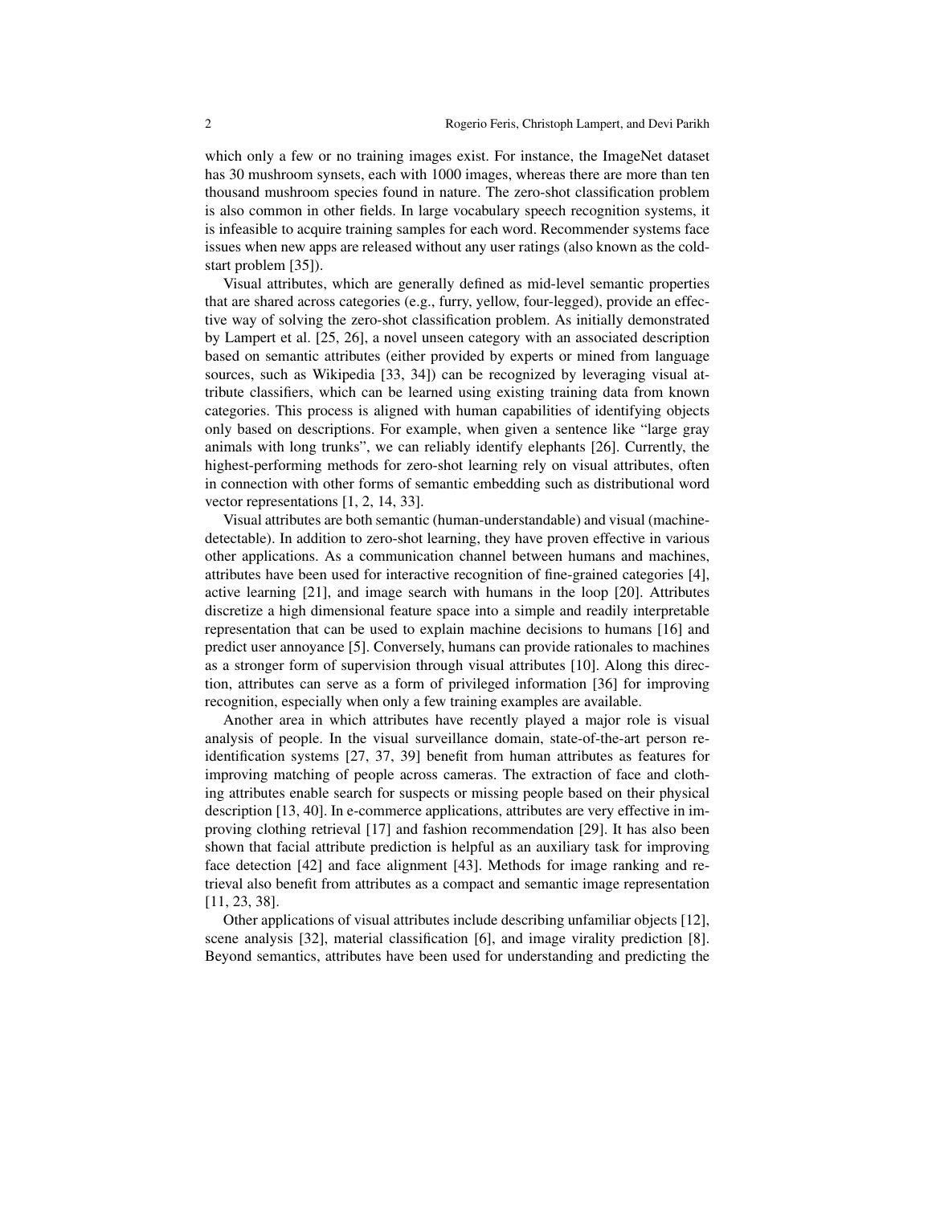which only a few or no training images exist. For instance, the ImageNet dataset has 30 mushroom synsets, each with 1000 images, whereas there are more than ten thousand mushroom species found in nature. The zero-shot classification problem is also common in other fields. In large vocabulary speech recognition systems, it is infeasible to acquire training samples for each word. Recommender systems face issues when new apps are released without any user ratings (also known as the cold-start problem [35]).

Visual attributes, which are generally defined as mid-level semantic properties that are shared across categories (e.g., furry, yellow, four-legged), provide an effective way of solving the zero-shot classification problem. As initially demonstrated by Lampert et al. [25, 26], a novel unseen category with an associated description based on semantic attributes (either provided by experts or mined from language sources, such as Wikipedia [33, 34]) can be recognized by leveraging visual attribute classifiers, which can be learned using existing training data from known categories. This process is aligned with human capabilities of identifying objects only based on descriptions. For example, when given a sentence like "large gray animals with long trunks", we can reliably identify elephants [26]. Currently, the highest-performing methods for zero-shot learning rely on visual attributes, often in connection with other forms of semantic embedding such as distributional word vector representations [1, 2, 14, 33].

Visual attributes are both semantic (human-understandable) and visual (machine-detectable). In addition to zero-shot learning, they have proven effective in various other applications. As a communication channel between humans and machines, attributes have been used for interactive recognition of fine-grained categories [4], active learning [21], and image search with humans in the loop [20]. Attributes discretize a high dimensional feature space into a simple and readily interpretable representation that can be used to explain machine decisions to humans [16] and predict user annoyance [5]. Conversely, humans can provide rationales to machines as a stronger form of supervision through visual attributes [10]. Along this direction, attributes can serve as a form of privileged information [36] for improving recognition, especially when only a few training examples are available.

Another area in which attributes have recently played a major role is visual analysis of people. In the visual surveillance domain, state-of-the-art person re-identification systems [27, 37, 39] benefit from human attributes as features for improving matching of people across cameras. The extraction of face and clothing attributes enable search for suspects or missing people based on their physical description [13, 40]. In e-commerce applications, attributes are very effective in improving clothing retrieval [17] and fashion recommendation [29]. It has also been shown that facial attribute prediction is helpful as an auxiliary task for improving face detection [42] and face alignment [43]. Methods for image ranking and retrieval also benefit from attributes as a compact and semantic image representation [11, 23, 38].

Other applications of visual attributes include describing unfamiliar objects [12], scene analysis [32], material classification [6], and image virality prediction [8]. Beyond semantics, attributes have been used for understanding and predicting the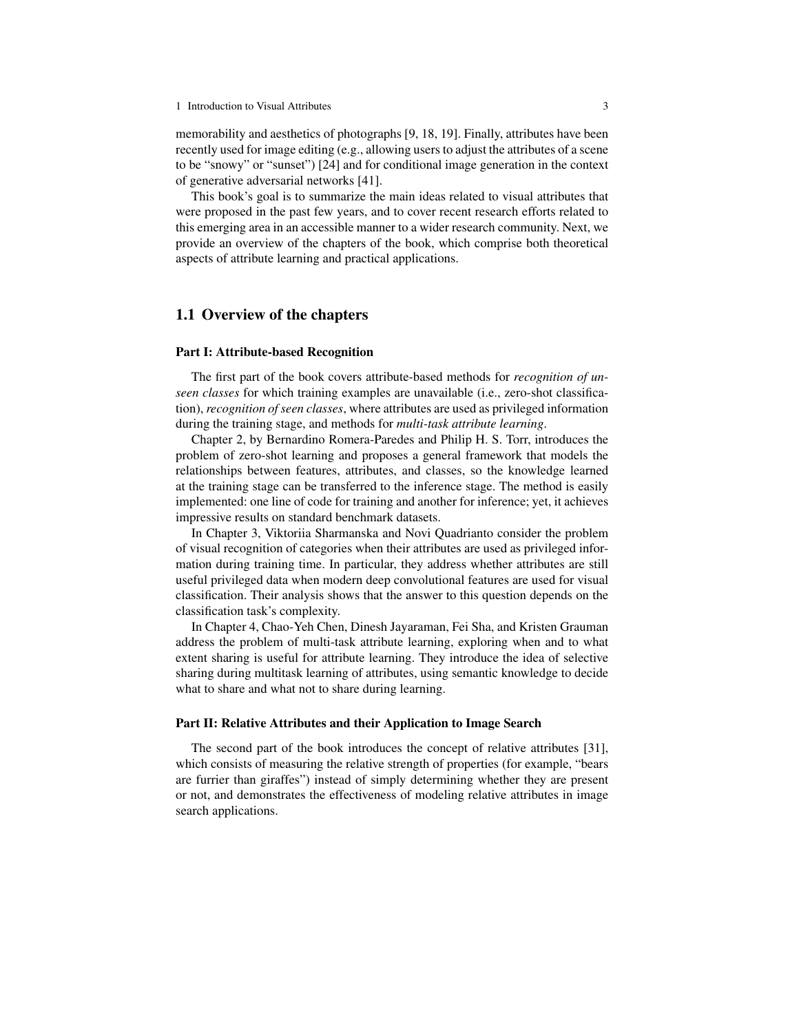memorability and aesthetics of photographs [9, 18, 19]. Finally, attributes have been recently used for image editing (e.g., allowing users to adjust the attributes of a scene to be "snowy" or "sunset") [24] and for conditional image generation in the context of generative adversarial networks [41].

This book's goal is to summarize the main ideas related to visual attributes that were proposed in the past few years, and to cover recent research efforts related to this emerging area in an accessible manner to a wider research community. Next, we provide an overview of the chapters of the book, which comprise both theoretical aspects of attribute learning and practical applications.

## 1.1 Overview of the chapters

### Part I: Attribute-based Recognition

The first part of the book covers attribute-based methods for *recognition of unseen classes* for which training examples are unavailable (i.e., zero-shot classification), *recognition of seen classes*, where attributes are used as privileged information during the training stage, and methods for *multi-task attribute learning*.

Chapter 2, by Bernardino Romera-Paredes and Philip H. S. Torr, introduces the problem of zero-shot learning and proposes a general framework that models the relationships between features, attributes, and classes, so the knowledge learned at the training stage can be transferred to the inference stage. The method is easily implemented: one line of code for training and another for inference; yet, it achieves impressive results on standard benchmark datasets.

In Chapter 3, Viktoriia Sharmanska and Novi Quadrianto consider the problem of visual recognition of categories when their attributes are used as privileged information during training time. In particular, they address whether attributes are still useful privileged data when modern deep convolutional features are used for visual classification. Their analysis shows that the answer to this question depends on the classification task's complexity.

In Chapter 4, Chao-Yeh Chen, Dinesh Jayaraman, Fei Sha, and Kristen Grauman address the problem of multi-task attribute learning, exploring when and to what extent sharing is useful for attribute learning. They introduce the idea of selective sharing during multitask learning of attributes, using semantic knowledge to decide what to share and what not to share during learning.

### Part II: Relative Attributes and their Application to Image Search

The second part of the book introduces the concept of relative attributes [31], which consists of measuring the relative strength of properties (for example, "bears are furrier than giraffes") instead of simply determining whether they are present or not, and demonstrates the effectiveness of modeling relative attributes in image search applications.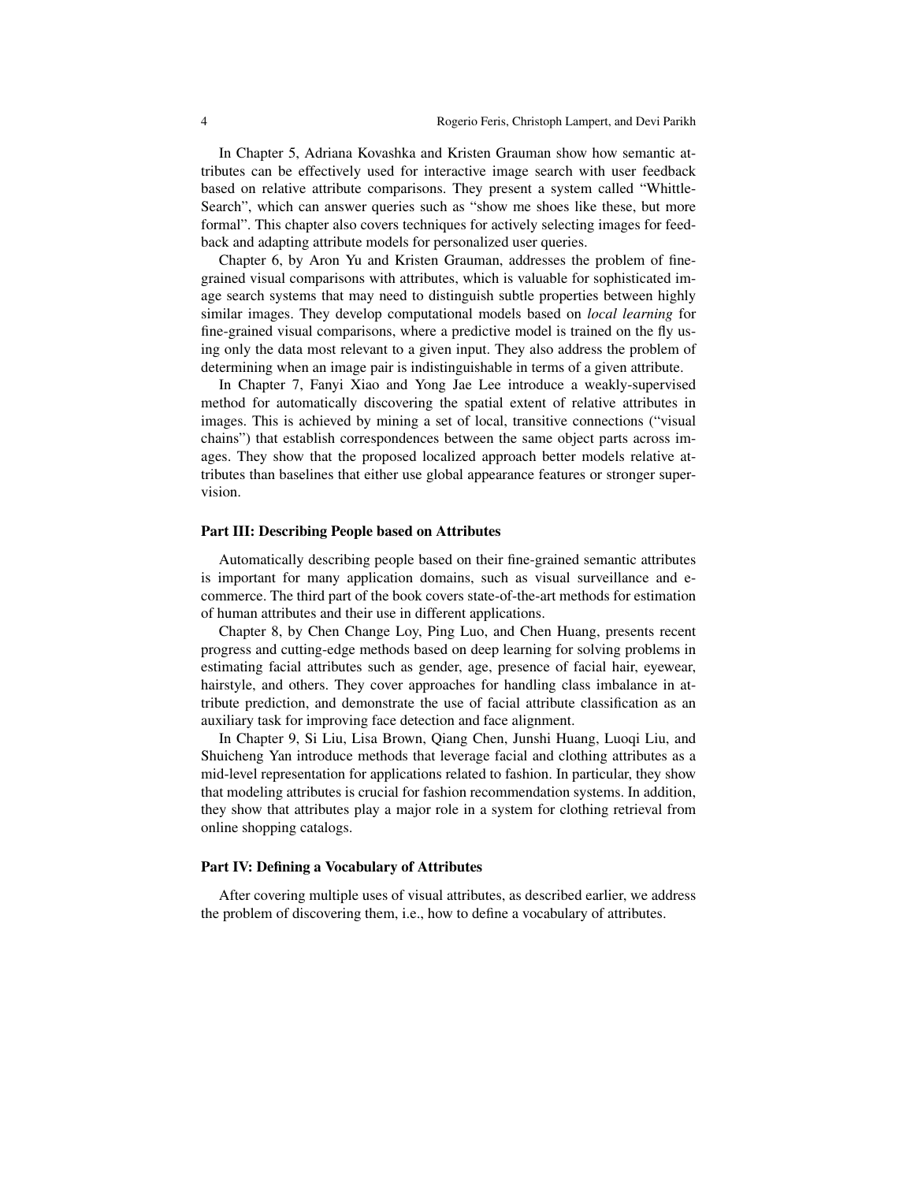In Chapter 5, Adriana Kovashka and Kristen Grauman show how semantic attributes can be effectively used for interactive image search with user feedback based on relative attribute comparisons. They present a system called "WhittleSearch", which can answer queries such as "show me shoes like these, but more formal". This chapter also covers techniques for actively selecting images for feedback and adapting attribute models for personalized user queries.

Chapter 6, by Aron Yu and Kristen Grauman, addresses the problem of fine-grained visual comparisons with attributes, which is valuable for sophisticated image search systems that may need to distinguish subtle properties between highly similar images. They develop computational models based on *local learning* for fine-grained visual comparisons, where a predictive model is trained on the fly using only the data most relevant to a given input. They also address the problem of determining when an image pair is indistinguishable in terms of a given attribute.

In Chapter 7, Fanyi Xiao and Yong Jae Lee introduce a weakly-supervised method for automatically discovering the spatial extent of relative attributes in images. This is achieved by mining a set of local, transitive connections ("visual chains") that establish correspondences between the same object parts across images. They show that the proposed localized approach better models relative attributes than baselines that either use global appearance features or stronger supervision.

**Part III: Describing People based on Attributes**

Automatically describing people based on their fine-grained semantic attributes is important for many application domains, such as visual surveillance and e-commerce. The third part of the book covers state-of-the-art methods for estimation of human attributes and their use in different applications.

Chapter 8, by Chen Change Loy, Ping Luo, and Chen Huang, presents recent progress and cutting-edge methods based on deep learning for solving problems in estimating facial attributes such as gender, age, presence of facial hair, eyewear, hairstyle, and others. They cover approaches for handling class imbalance in attribute prediction, and demonstrate the use of facial attribute classification as an auxiliary task for improving face detection and face alignment.

In Chapter 9, Si Liu, Lisa Brown, Qiang Chen, Junshi Huang, Luoqi Liu, and Shuicheng Yan introduce methods that leverage facial and clothing attributes as a mid-level representation for applications related to fashion. In particular, they show that modeling attributes is crucial for fashion recommendation systems. In addition, they show that attributes play a major role in a system for clothing retrieval from online shopping catalogs.

**Part IV: Defining a Vocabulary of Attributes**

After covering multiple uses of visual attributes, as described earlier, we address the problem of discovering them, i.e., how to define a vocabulary of attributes.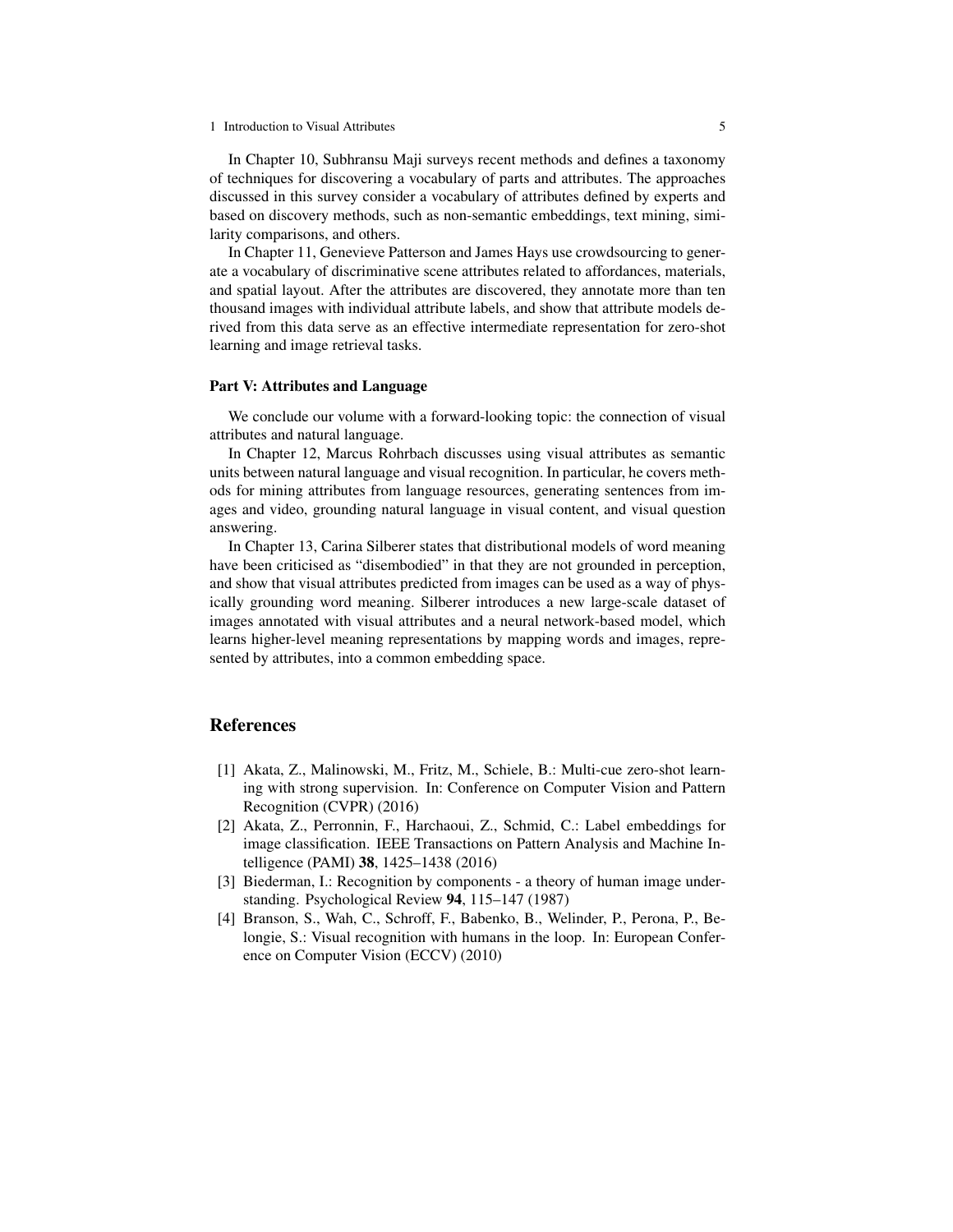In Chapter 10, Subhransu Maji surveys recent methods and defines a taxonomy of techniques for discovering a vocabulary of parts and attributes. The approaches discussed in this survey consider a vocabulary of attributes defined by experts and based on discovery methods, such as non-semantic embeddings, text mining, similarity comparisons, and others.

In Chapter 11, Genevieve Patterson and James Hays use crowdsourcing to generate a vocabulary of discriminative scene attributes related to affordances, materials, and spatial layout. After the attributes are discovered, they annotate more than ten thousand images with individual attribute labels, and show that attribute models derived from this data serve as an effective intermediate representation for zero-shot learning and image retrieval tasks.

**Part V: Attributes and Language**

We conclude our volume with a forward-looking topic: the connection of visual attributes and natural language.

In Chapter 12, Marcus Rohrbach discusses using visual attributes as semantic units between natural language and visual recognition. In particular, he covers methods for mining attributes from language resources, generating sentences from images and video, grounding natural language in visual content, and visual question answering.

In Chapter 13, Carina Silberer states that distributional models of word meaning have been criticised as "disembodied" in that they are not grounded in perception, and show that visual attributes predicted from images can be used as a way of physically grounding word meaning. Silberer introduces a new large-scale dataset of images annotated with visual attributes and a neural network-based model, which learns higher-level meaning representations by mapping words and images, represented by attributes, into a common embedding space.

## References

[1] Akata, Z., Malinowski, M., Fritz, M., Schiele, B.: Multi-cue zero-shot learning with strong supervision. In: Conference on Computer Vision and Pattern Recognition (CVPR) (2016)

[2] Akata, Z., Perronnin, F., Harchaoui, Z., Schmid, C.: Label embeddings for image classification. IEEE Transactions on Pattern Analysis and Machine Intelligence (PAMI) **38**, 1425–1438 (2016)

[3] Biederman, I.: Recognition by components - a theory of human image understanding. Psychological Review **94**, 115–147 (1987)

[4] Branson, S., Wah, C., Schroff, F., Babenko, B., Welinder, P., Perona, P., Belongie, S.: Visual recognition with humans in the loop. In: European Conference on Computer Vision (ECCV) (2010)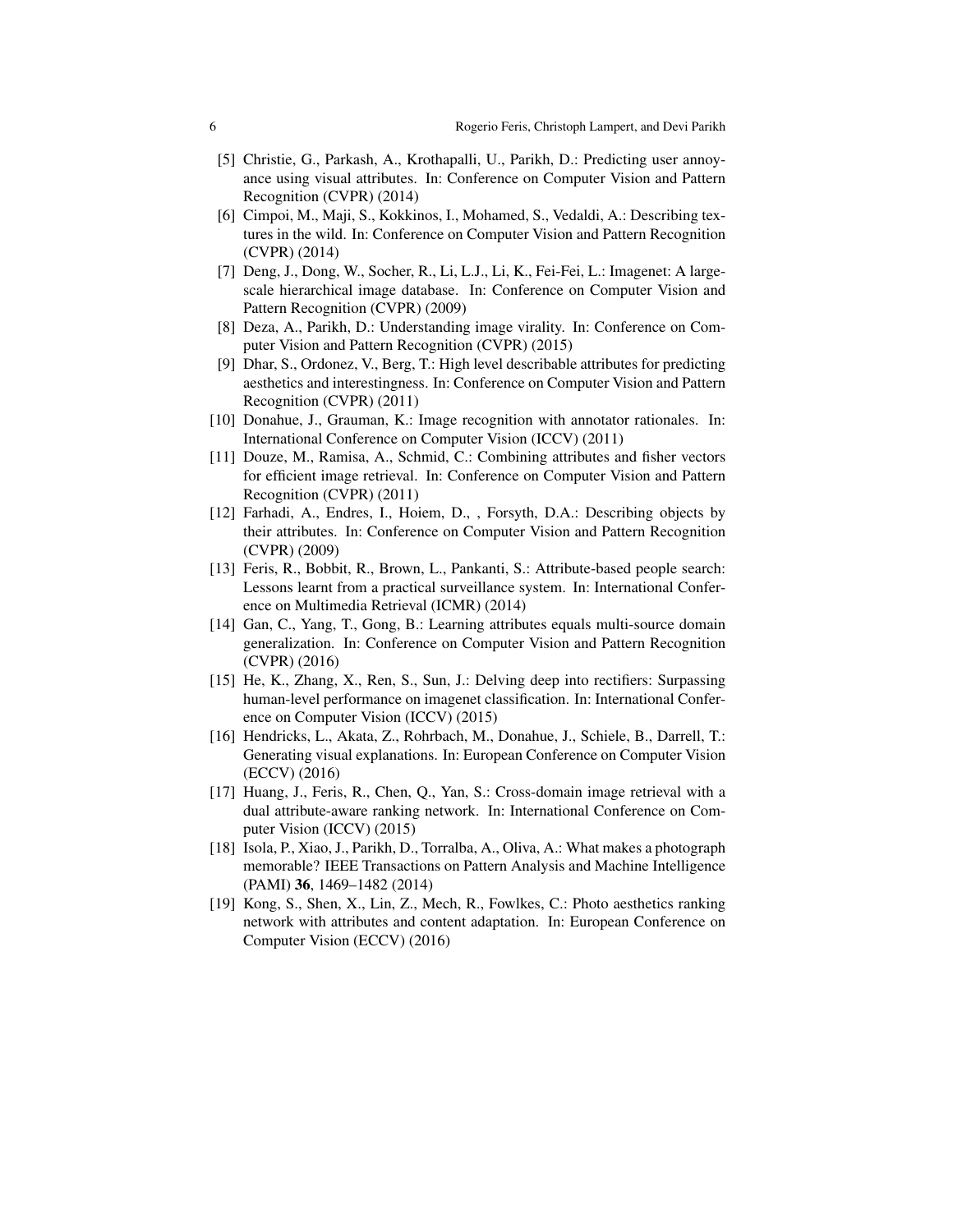[5] Christie, G., Parkash, A., Krothapalli, U., Parikh, D.: Predicting user annoyance using visual attributes. In: Conference on Computer Vision and Pattern Recognition (CVPR) (2014)

[6] Cimpoi, M., Maji, S., Kokkinos, I., Mohamed, S., Vedaldi, A.: Describing textures in the wild. In: Conference on Computer Vision and Pattern Recognition (CVPR) (2014)

[7] Deng, J., Dong, W., Socher, R., Li, L.J., Li, K., Fei-Fei, L.: Imagenet: A large-scale hierarchical image database. In: Conference on Computer Vision and Pattern Recognition (CVPR) (2009)

[8] Deza, A., Parikh, D.: Understanding image virality. In: Conference on Computer Vision and Pattern Recognition (CVPR) (2015)

[9] Dhar, S., Ordonez, V., Berg, T.: High level describable attributes for predicting aesthetics and interestingness. In: Conference on Computer Vision and Pattern Recognition (CVPR) (2011)

[10] Donahue, J., Grauman, K.: Image recognition with annotator rationales. In: International Conference on Computer Vision (ICCV) (2011)

[11] Douze, M., Ramisa, A., Schmid, C.: Combining attributes and fisher vectors for efficient image retrieval. In: Conference on Computer Vision and Pattern Recognition (CVPR) (2011)

[12] Farhadi, A., Endres, I., Hoiem, D., , Forsyth, D.A.: Describing objects by their attributes. In: Conference on Computer Vision and Pattern Recognition (CVPR) (2009)

[13] Feris, R., Bobbit, R., Brown, L., Pankanti, S.: Attribute-based people search: Lessons learnt from a practical surveillance system. In: International Conference on Multimedia Retrieval (ICMR) (2014)

[14] Gan, C., Yang, T., Gong, B.: Learning attributes equals multi-source domain generalization. In: Conference on Computer Vision and Pattern Recognition (CVPR) (2016)

[15] He, K., Zhang, X., Ren, S., Sun, J.: Delving deep into rectifiers: Surpassing human-level performance on imagenet classification. In: International Conference on Computer Vision (ICCV) (2015)

[16] Hendricks, L., Akata, Z., Rohrbach, M., Donahue, J., Schiele, B., Darrell, T.: Generating visual explanations. In: European Conference on Computer Vision (ECCV) (2016)

[17] Huang, J., Feris, R., Chen, Q., Yan, S.: Cross-domain image retrieval with a dual attribute-aware ranking network. In: International Conference on Computer Vision (ICCV) (2015)

[18] Isola, P., Xiao, J., Parikh, D., Torralba, A., Oliva, A.: What makes a photograph memorable? IEEE Transactions on Pattern Analysis and Machine Intelligence (PAMI) **36**, 1469–1482 (2014)

[19] Kong, S., Shen, X., Lin, Z., Mech, R., Fowlkes, C.: Photo aesthetics ranking network with attributes and content adaptation. In: European Conference on Computer Vision (ECCV) (2016)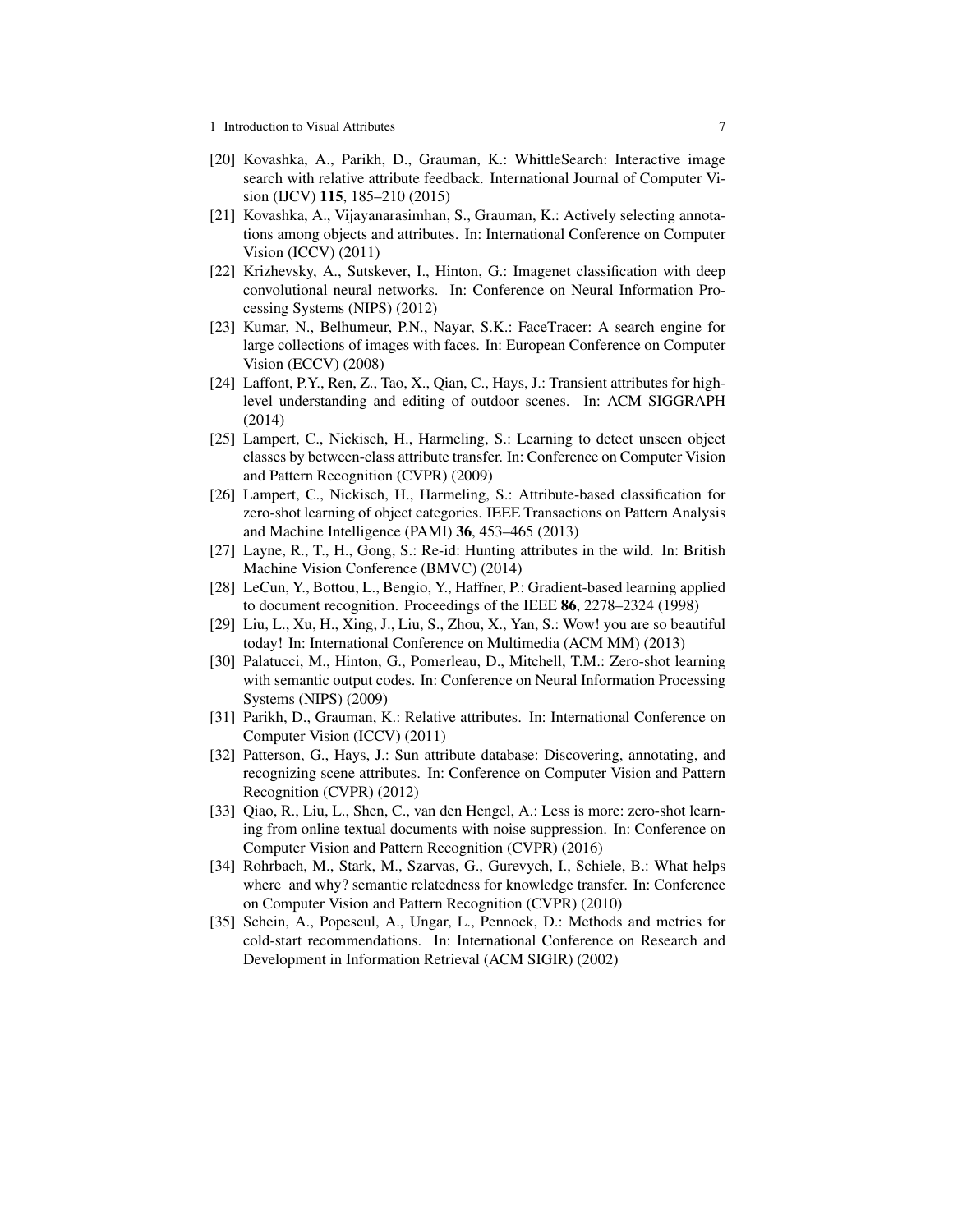[20] Kovashka, A., Parikh, D., Grauman, K.: WhittleSearch: Interactive image search with relative attribute feedback. International Journal of Computer Vision (IJCV) **115**, 185–210 (2015)

[21] Kovashka, A., Vijayanarasimhan, S., Grauman, K.: Actively selecting annotations among objects and attributes. In: International Conference on Computer Vision (ICCV) (2011)

[22] Krizhevsky, A., Sutskever, I., Hinton, G.: Imagenet classification with deep convolutional neural networks. In: Conference on Neural Information Processing Systems (NIPS) (2012)

[23] Kumar, N., Belhumeur, P.N., Nayar, S.K.: FaceTracer: A search engine for large collections of images with faces. In: European Conference on Computer Vision (ECCV) (2008)

[24] Laffont, P.Y., Ren, Z., Tao, X., Qian, C., Hays, J.: Transient attributes for high-level understanding and editing of outdoor scenes. In: ACM SIGGRAPH (2014)

[25] Lampert, C., Nickisch, H., Harmeling, S.: Learning to detect unseen object classes by between-class attribute transfer. In: Conference on Computer Vision and Pattern Recognition (CVPR) (2009)

[26] Lampert, C., Nickisch, H., Harmeling, S.: Attribute-based classification for zero-shot learning of object categories. IEEE Transactions on Pattern Analysis and Machine Intelligence (PAMI) **36**, 453–465 (2013)

[27] Layne, R., T., H., Gong, S.: Re-id: Hunting attributes in the wild. In: British Machine Vision Conference (BMVC) (2014)

[28] LeCun, Y., Bottou, L., Bengio, Y., Haffner, P.: Gradient-based learning applied to document recognition. Proceedings of the IEEE **86**, 2278–2324 (1998)

[29] Liu, L., Xu, H., Xing, J., Liu, S., Zhou, X., Yan, S.: Wow! you are so beautiful today! In: International Conference on Multimedia (ACM MM) (2013)

[30] Palatucci, M., Hinton, G., Pomerleau, D., Mitchell, T.M.: Zero-shot learning with semantic output codes. In: Conference on Neural Information Processing Systems (NIPS) (2009)

[31] Parikh, D., Grauman, K.: Relative attributes. In: International Conference on Computer Vision (ICCV) (2011)

[32] Patterson, G., Hays, J.: Sun attribute database: Discovering, annotating, and recognizing scene attributes. In: Conference on Computer Vision and Pattern Recognition (CVPR) (2012)

[33] Qiao, R., Liu, L., Shen, C., van den Hengel, A.: Less is more: zero-shot learning from online textual documents with noise suppression. In: Conference on Computer Vision and Pattern Recognition (CVPR) (2016)

[34] Rohrbach, M., Stark, M., Szarvas, G., Gurevych, I., Schiele, B.: What helps where and why? semantic relatedness for knowledge transfer. In: Conference on Computer Vision and Pattern Recognition (CVPR) (2010)

[35] Schein, A., Popescul, A., Ungar, L., Pennock, D.: Methods and metrics for cold-start recommendations. In: International Conference on Research and Development in Information Retrieval (ACM SIGIR) (2002)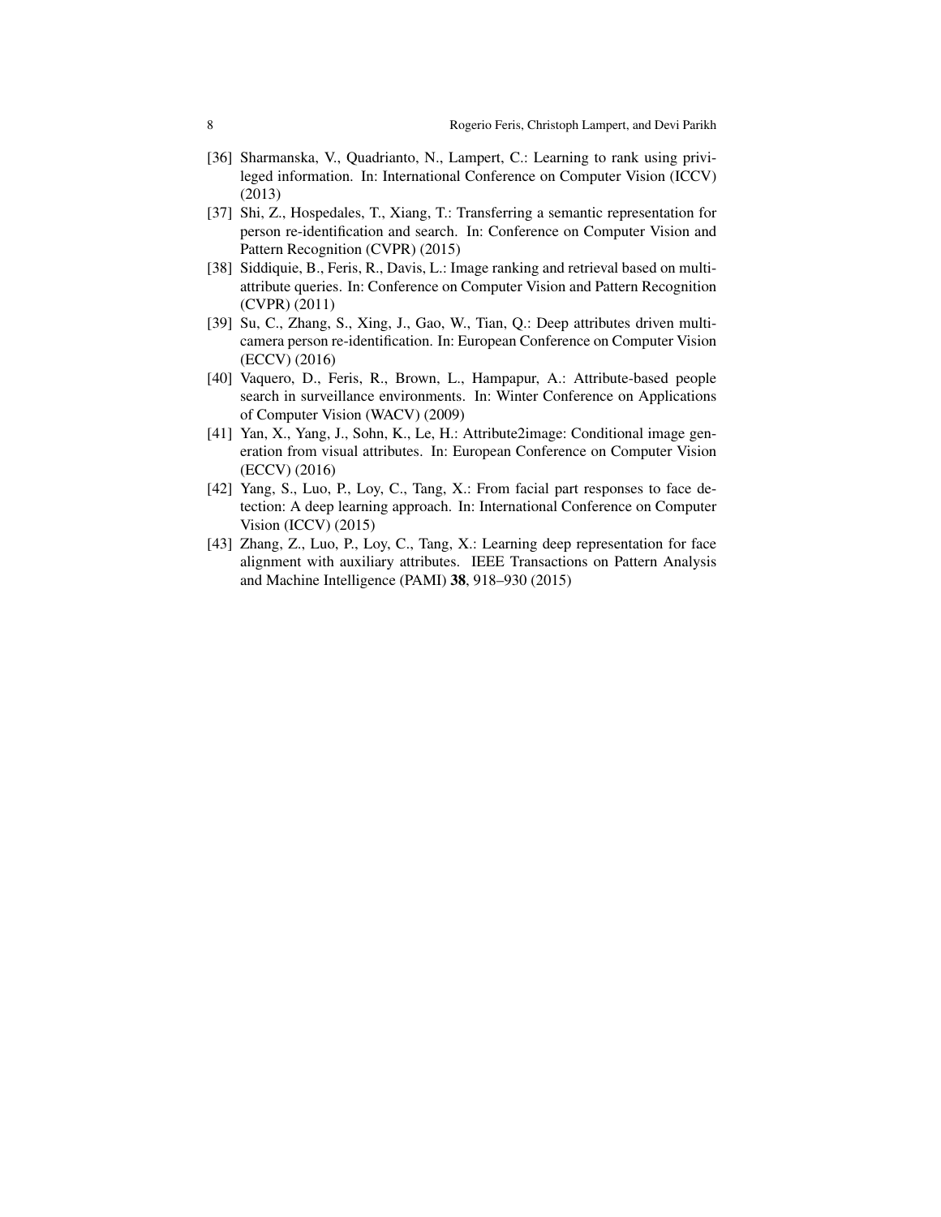[36] Sharmanska, V., Quadrianto, N., Lampert, C.: Learning to rank using privileged information. In: International Conference on Computer Vision (ICCV) (2013)

[37] Shi, Z., Hospedales, T., Xiang, T.: Transferring a semantic representation for person re-identification and search. In: Conference on Computer Vision and Pattern Recognition (CVPR) (2015)

[38] Siddiquie, B., Feris, R., Davis, L.: Image ranking and retrieval based on multi-attribute queries. In: Conference on Computer Vision and Pattern Recognition (CVPR) (2011)

[39] Su, C., Zhang, S., Xing, J., Gao, W., Tian, Q.: Deep attributes driven multi-camera person re-identification. In: European Conference on Computer Vision (ECCV) (2016)

[40] Vaquero, D., Feris, R., Brown, L., Hampapur, A.: Attribute-based people search in surveillance environments. In: Winter Conference on Applications of Computer Vision (WACV) (2009)

[41] Yan, X., Yang, J., Sohn, K., Le, H.: Attribute2image: Conditional image generation from visual attributes. In: European Conference on Computer Vision (ECCV) (2016)

[42] Yang, S., Luo, P., Loy, C., Tang, X.: From facial part responses to face detection: A deep learning approach. In: International Conference on Computer Vision (ICCV) (2015)

[43] Zhang, Z., Luo, P., Loy, C., Tang, X.: Learning deep representation for face alignment with auxiliary attributes. IEEE Transactions on Pattern Analysis and Machine Intelligence (PAMI) **38**, 918–930 (2015)